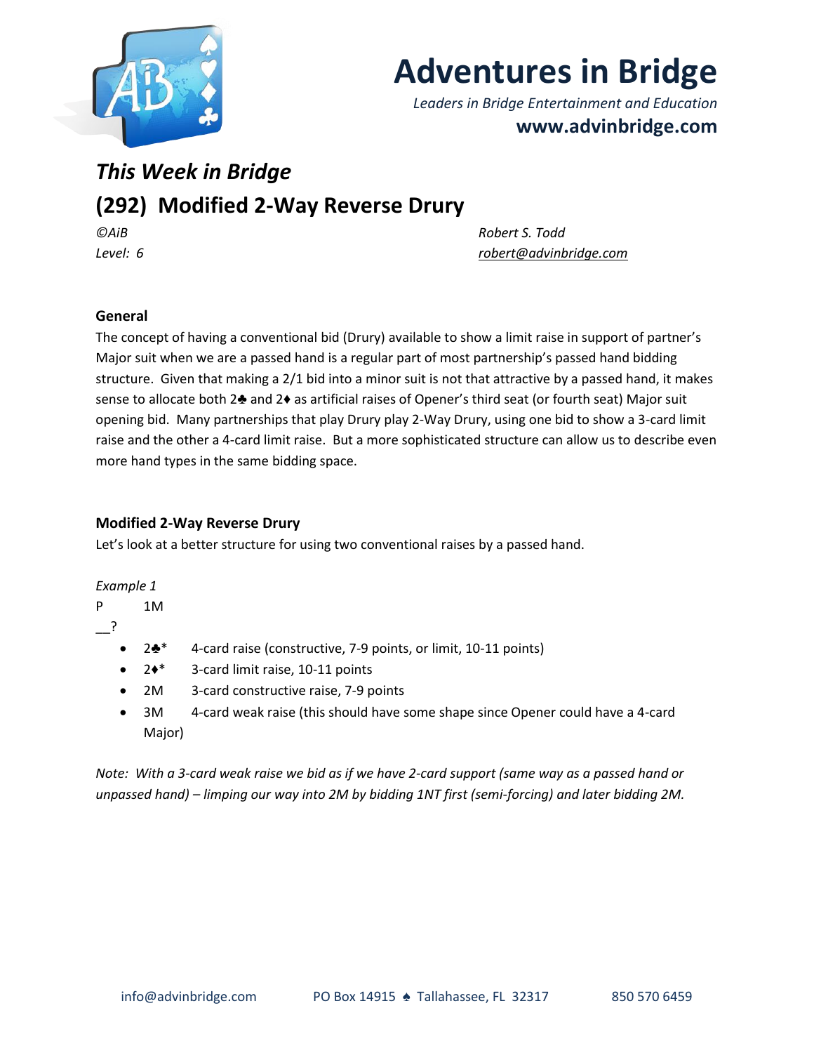# Adventures in Bridge

*Leaders in Bridge Entertainment and Education*

**www.advinbridge.com**

## *This Week in Bridge*

## (292) Modified 2-Way Reverse Drury

*©AiB* *Robert S. Todd*

*Level: 6* *robert@advinbridge.com*

### General

The concept of having a conventional bid (Drury) available to show a limit raise in support of partner's Major suit when we are a passed hand is a regular part of most partnership's passed hand bidding structure. Given that making a 2/1 bid into a minor suit is not that attractive by a passed hand, it makes sense to allocate both 2♣ and 2♦ as artificial raises of Opener's third seat (or fourth seat) Major suit opening bid. Many partnerships that play Drury play 2-Way Drury, using one bid to show a 3-card limit raise and the other a 4-card limit raise. But a more sophisticated structure can allow us to describe even more hand types in the same bidding space.

### Modified 2-Way Reverse Drury

Let's look at a better structure for using two conventional raises by a passed hand.

*Example 1*

P 1M

__?

- 2♣* 4-card raise (constructive, 7-9 points, or limit, 10-11 points)
- 2♦* 3-card limit raise, 10-11 points
- 2M 3-card constructive raise, 7-9 points
- 3M 4-card weak raise (this should have some shape since Opener could have a 4-card Major)

*Note: With a 3-card weak raise we bid as if we have 2-card support (same way as a passed hand or unpassed hand) – limping our way into 2M by bidding 1NT first (semi-forcing) and later bidding 2M.*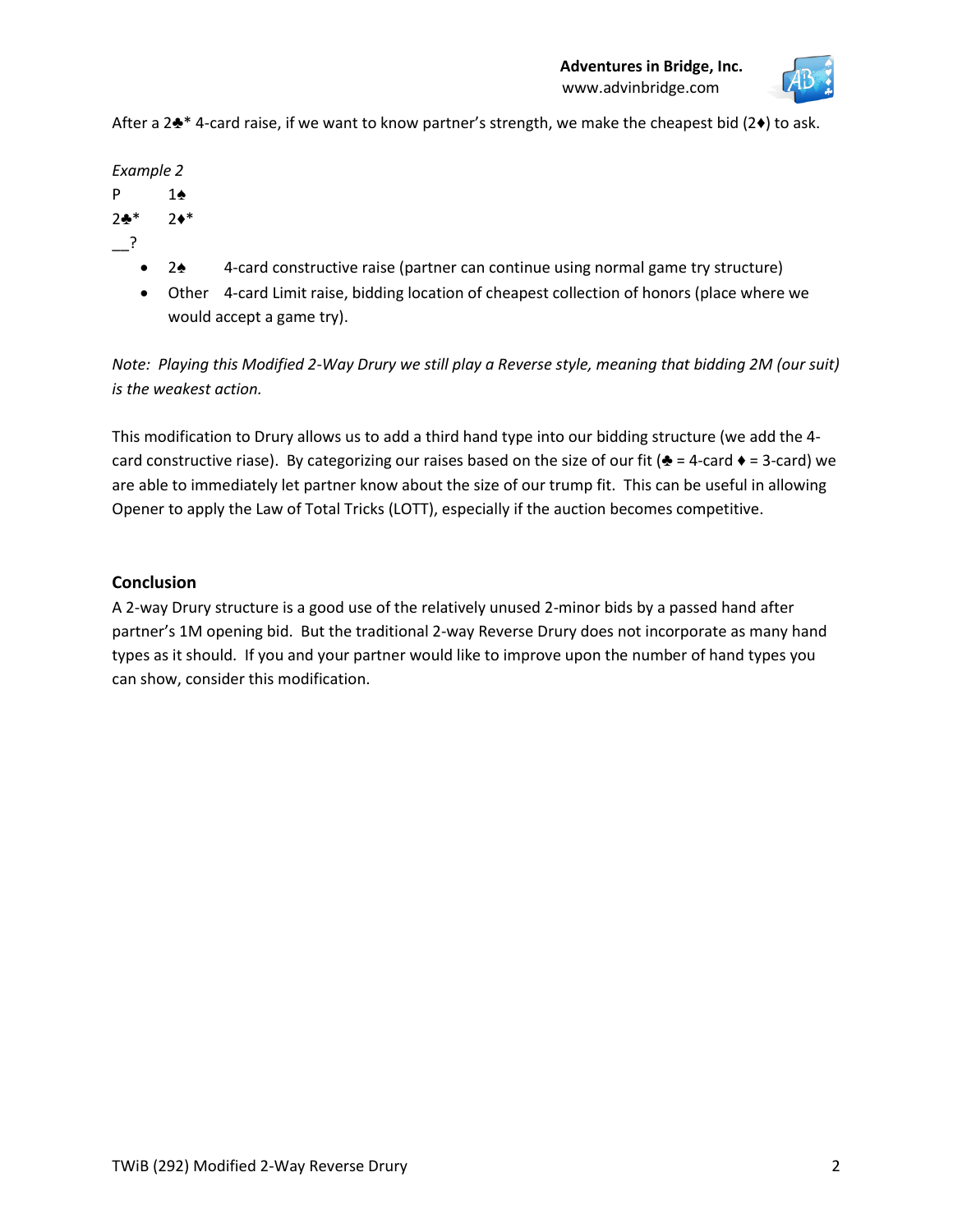After a 2♣* 4-card raise, if we want to know partner's strength, we make the cheapest bid (2♦) to ask.

*Example 2*

P　　1♠
2♣*　2♦*
__?

- 2♠　　4-card constructive raise (partner can continue using normal game try structure)
- Other　4-card Limit raise, bidding location of cheapest collection of honors (place where we would accept a game try).

*Note: Playing this Modified 2-Way Drury we still play a Reverse style, meaning that bidding 2M (our suit) is the weakest action.*

This modification to Drury allows us to add a third hand type into our bidding structure (we add the 4-card constructive riase). By categorizing our raises based on the size of our fit (♣ = 4-card ♦ = 3-card) we are able to immediately let partner know about the size of our trump fit. This can be useful in allowing Opener to apply the Law of Total Tricks (LOTT), especially if the auction becomes competitive.

### Conclusion

A 2-way Drury structure is a good use of the relatively unused 2-minor bids by a passed hand after partner's 1M opening bid. But the traditional 2-way Reverse Drury does not incorporate as many hand types as it should. If you and your partner would like to improve upon the number of hand types you can show, consider this modification.